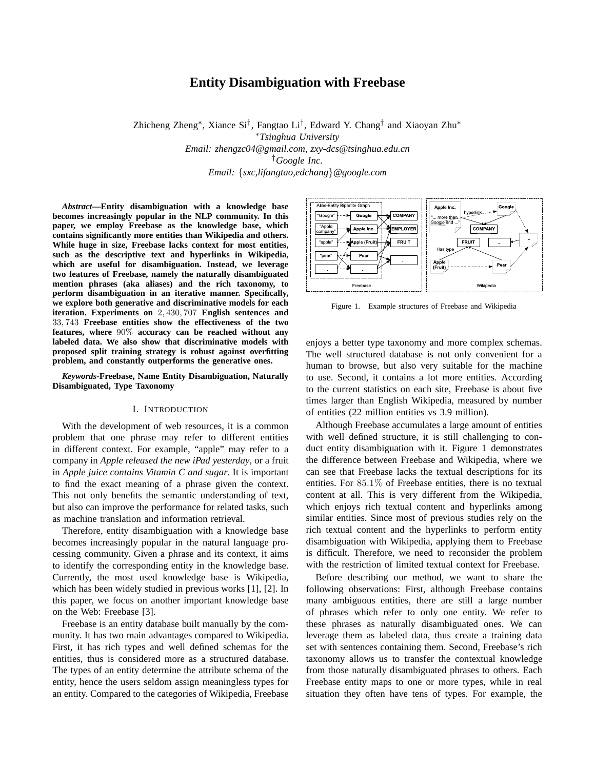# Entity Disambiguation with Freebase

Zhicheng Zheng*, Xiance Si†, Fangtao Li†, Edward Y. Chang† and Xiaoyan Zhu*

*Tsinghua University*
*Email: zhengzc04@gmail.com, zxy-dcs@tsinghua.edu.cn*

†Google Inc.
*Email: {sxc,lifangtao,edchang}@google.com*

***Abstract*—Entity disambiguation with a knowledge base becomes increasingly popular in the NLP community. In this paper, we employ Freebase as the knowledge base, which contains significantly more entities than Wikipedia and others. While huge in size, Freebase lacks context for most entities, such as the descriptive text and hyperlinks in Wikipedia, which are useful for disambiguation. Instead, we leverage two features of Freebase, namely the naturally disambiguated mention phrases (aka aliases) and the rich taxonomy, to perform disambiguation in an iterative manner. Specifically, we explore both generative and discriminative models for each iteration. Experiments on $2,430,707$ English sentences and $33,743$ Freebase entities show the effectiveness of the two features, where $90\%$ accuracy can be reached without any labeled data. We also show that discriminative models with proposed split training strategy is robust against overfitting problem, and constantly outperforms the generative ones.**

***Keywords*-Freebase, Name Entity Disambiguation, Naturally Disambiguated, Type Taxonomy**

## I. Introduction

With the development of web resources, it is a common problem that one phrase may refer to different entities in different context. For example, "apple" may refer to a company in *Apple released the new iPad yesterday*, or a fruit in *Apple juice contains Vitamin C and sugar*. It is important to find the exact meaning of a phrase given the context. This not only benefits the semantic understanding of text, but also can improve the performance for related tasks, such as machine translation and information retrieval.

Therefore, entity disambiguation with a knowledge base becomes increasingly popular in the natural language processing community. Given a phrase and its context, it aims to identify the corresponding entity in the knowledge base. Currently, the most used knowledge base is Wikipedia, which has been widely studied in previous works [1], [2]. In this paper, we focus on another important knowledge base on the Web: Freebase [3].

Freebase is an entity database built manually by the community. It has two main advantages compared to Wikipedia. First, it has rich types and well defined schemas for the entities, thus is considered more as a structured database. The types of an entity determine the attribute schema of the entity, hence the users seldom assign meaningless types for an entity. Compared to the categories of Wikipedia, Freebase enjoys a better type taxonomy and more complex schemas. The well structured database is not only convenient for a human to browse, but also very suitable for the machine to use. Second, it contains a lot more entities. According to the current statistics on each site, Freebase is about five times larger than English Wikipedia, measured by number of entities (22 million entities vs 3.9 million).

Figure 1. Example structures of Freebase and Wikipedia

Although Freebase accumulates a large amount of entities with well defined structure, it is still challenging to conduct entity disambiguation with it. Figure 1 demonstrates the difference between Freebase and Wikipedia, where we can see that Freebase lacks the textual descriptions for its entities. For $85.1\%$ of Freebase entities, there is no textual content at all. This is very different from the Wikipedia, which enjoys rich textual content and hyperlinks among similar entities. Since most of previous studies rely on the rich textual content and the hyperlinks to perform entity disambiguation with Wikipedia, applying them to Freebase is difficult. Therefore, we need to reconsider the problem with the restriction of limited textual context for Freebase.

Before describing our method, we want to share the following observations: First, although Freebase contains many ambiguous entities, there are still a large number of phrases which refer to only one entity. We refer to these phrases as naturally disambiguated ones. We can leverage them as labeled data, thus create a training data set with sentences containing them. Second, Freebase's rich taxonomy allows us to transfer the contextual knowledge from those naturally disambiguated phrases to others. Each Freebase entity maps to one or more types, while in real situation they often have tens of types. For example, the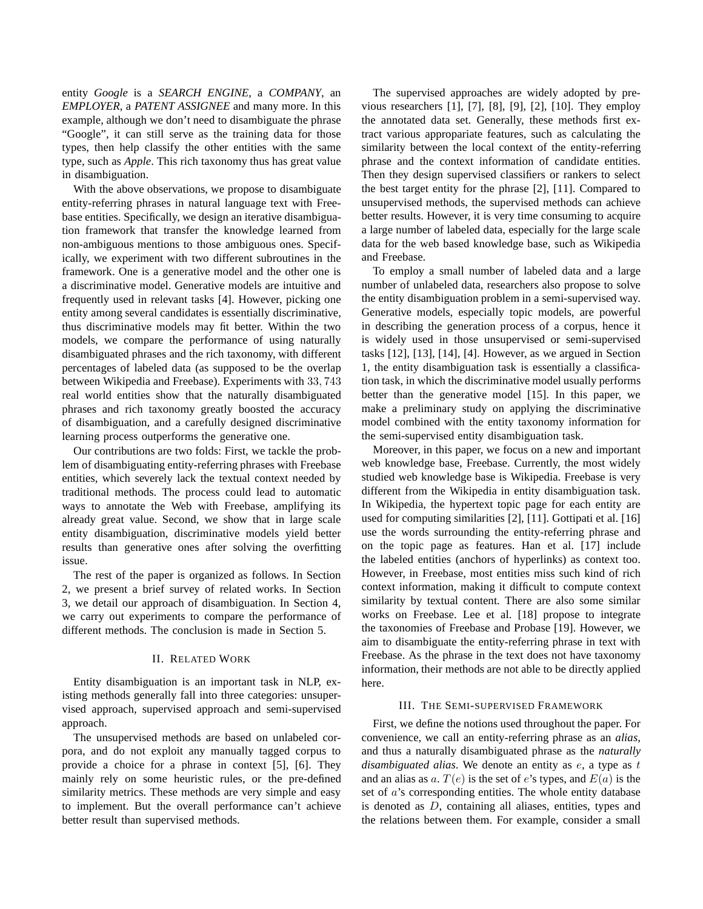entity *Google* is a *SEARCH ENGINE*, a *COMPANY*, an *EMPLOYER*, a *PATENT ASSIGNEE* and many more. In this example, although we don't need to disambiguate the phrase "Google", it can still serve as the training data for those types, then help classify the other entities with the same type, such as *Apple*. This rich taxonomy thus has great value in disambiguation.

With the above observations, we propose to disambiguate entity-referring phrases in natural language text with Freebase entities. Specifically, we design an iterative disambiguation framework that transfer the knowledge learned from non-ambiguous mentions to those ambiguous ones. Specifically, we experiment with two different subroutines in the framework. One is a generative model and the other one is a discriminative model. Generative models are intuitive and frequently used in relevant tasks [4]. However, picking one entity among several candidates is essentially discriminative, thus discriminative models may fit better. Within the two models, we compare the performance of using naturally disambiguated phrases and the rich taxonomy, with different percentages of labeled data (as supposed to be the overlap between Wikipedia and Freebase). Experiments with $33,743$ real world entities show that the naturally disambiguated phrases and rich taxonomy greatly boosted the accuracy of disambiguation, and a carefully designed discriminative learning process outperforms the generative one.

Our contributions are two folds: First, we tackle the problem of disambiguating entity-referring phrases with Freebase entities, which severely lack the textual context needed by traditional methods. The process could lead to automatic ways to annotate the Web with Freebase, amplifying its already great value. Second, we show that in large scale entity disambiguation, discriminative models yield better results than generative ones after solving the overfitting issue.

The rest of the paper is organized as follows. In Section 2, we present a brief survey of related works. In Section 3, we detail our approach of disambiguation. In Section 4, we carry out experiments to compare the performance of different methods. The conclusion is made in Section 5.

## II. Related Work

Entity disambiguation is an important task in NLP, existing methods generally fall into three categories: unsupervised approach, supervised approach and semi-supervised approach.

The unsupervised methods are based on unlabeled corpora, and do not exploit any manually tagged corpus to provide a choice for a phrase in context [5], [6]. They mainly rely on some heuristic rules, or the pre-defined similarity metrics. These methods are very simple and easy to implement. But the overall performance can't achieve better result than supervised methods.

The supervised approaches are widely adopted by previous researchers [1], [7], [8], [9], [2], [10]. They employ the annotated data set. Generally, these methods first extract various appropariate features, such as calculating the similarity between the local context of the entity-referring phrase and the context information of candidate entities. Then they design supervised classifiers or rankers to select the best target entity for the phrase [2], [11]. Compared to unsupervised methods, the supervised methods can achieve better results. However, it is very time consuming to acquire a large number of labeled data, especially for the large scale data for the web based knowledge base, such as Wikipedia and Freebase.

To employ a small number of labeled data and a large number of unlabeled data, researchers also propose to solve the entity disambiguation problem in a semi-supervised way. Generative models, especially topic models, are powerful in describing the generation process of a corpus, hence it is widely used in those unsupervised or semi-supervised tasks [12], [13], [14], [4]. However, as we argued in Section 1, the entity disambiguation task is essentially a classification task, in which the discriminative model usually performs better than the generative model [15]. In this paper, we make a preliminary study on applying the discriminative model combined with the entity taxonomy information for the semi-supervised entity disambiguation task.

Moreover, in this paper, we focus on a new and important web knowledge base, Freebase. Currently, the most widely studied web knowledge base is Wikipedia. Freebase is very different from the Wikipedia in entity disambiguation task. In Wikipedia, the hypertext topic page for each entity are used for computing similarities [2], [11]. Gottipati et al. [16] use the words surrounding the entity-referring phrase and on the topic page as features. Han et al. [17] include the labeled entities (anchors of hyperlinks) as context too. However, in Freebase, most entities miss such kind of rich context information, making it difficult to compute context similarity by textual content. There are also some similar works on Freebase. Lee et al. [18] propose to integrate the taxonomies of Freebase and Probase [19]. However, we aim to disambiguate the entity-referring phrase in text with Freebase. As the phrase in the text does not have taxonomy information, their methods are not able to be directly applied here.

## III. The Semi-supervised Framework

First, we define the notions used throughout the paper. For convenience, we call an entity-referring phrase as an *alias*, and thus a naturally disambiguated phrase as the *naturally disambiguated alias*. We denote an entity as $e$, a type as $t$ and an alias as $a$. $T(e)$ is the set of $e$'s types, and $E(a)$ is the set of $a$'s corresponding entities. The whole entity database is denoted as $D$, containing all aliases, entities, types and the relations between them. For example, consider a small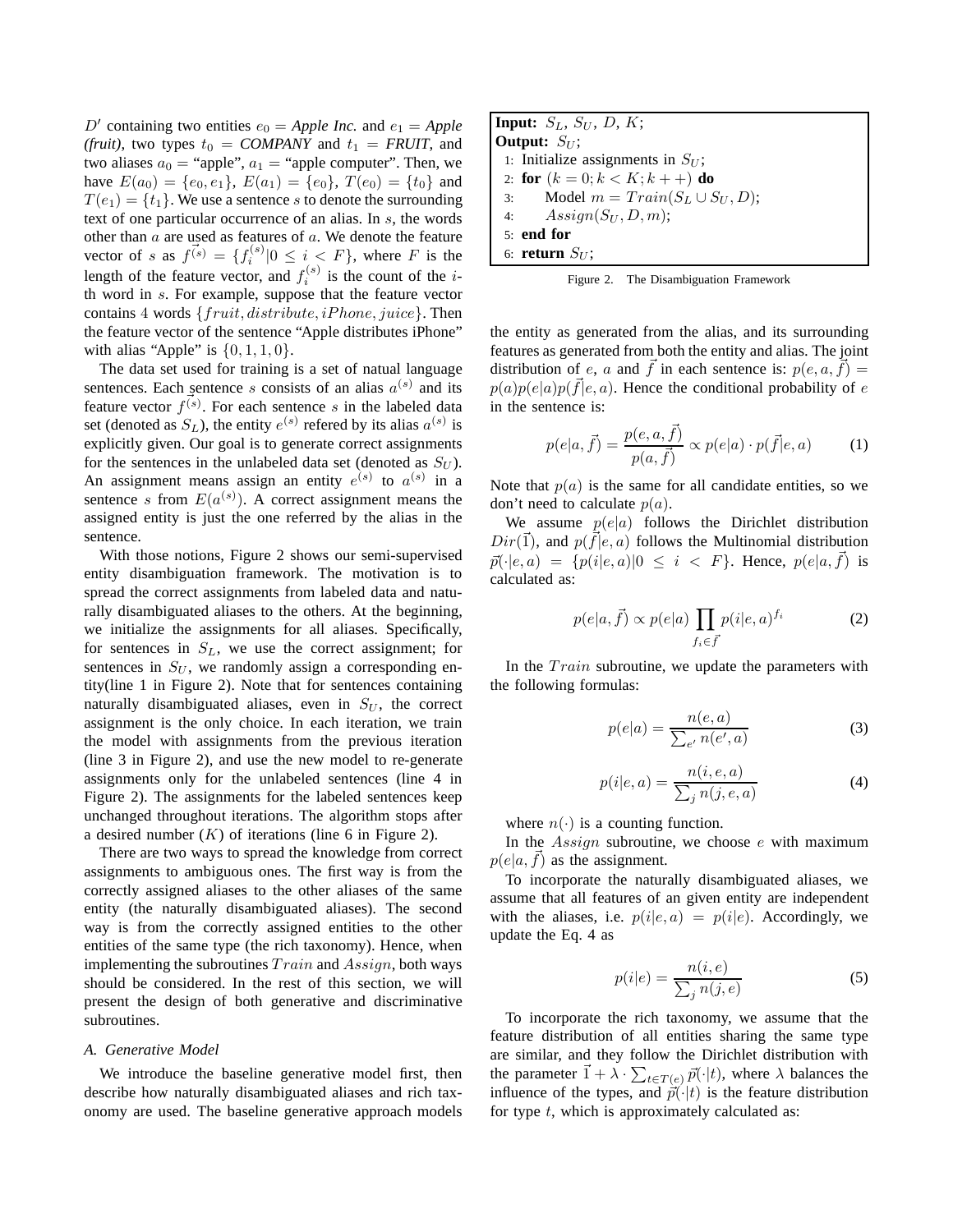$D'$ containing two entities $e_0$ = *Apple Inc.* and $e_1$ = *Apple (fruit)*, two types $t_0$ = *COMPANY* and $t_1$ = *FRUIT*, and two aliases $a_0$ = "apple", $a_1$ = "apple computer". Then, we have $E(a_0) = \{e_0, e_1\}$, $E(a_1) = \{e_0\}$, $T(e_0) = \{t_0\}$ and $T(e_1) = \{t_1\}$. We use a sentence $s$ to denote the surrounding text of one particular occurrence of an alias. In $s$, the words other than $a$ are used as features of $a$. We denote the feature vector of $s$ as $\vec{f^{(s)}} = \{f_i^{(s)} | 0 \leq i < F\}$, where $F$ is the length of the feature vector, and $f_i^{(s)}$ is the count of the $i$-th word in $s$. For example, suppose that the feature vector contains 4 words $\{fruit, distribute, iPhone, juice\}$. Then the feature vector of the sentence "Apple distributes iPhone" with alias "Apple" is $\{0, 1, 1, 0\}$.

The data set used for training is a set of natual language sentences. Each sentence $s$ consists of an alias $a^{(s)}$ and its feature vector $\vec{f^{(s)}}$. For each sentence $s$ in the labeled data set (denoted as $S_L$), the entity $e^{(s)}$ refered by its alias $a^{(s)}$ is explicitly given. Our goal is to generate correct assignments for the sentences in the unlabeled data set (denoted as $S_U$). An assignment means assign an entity $e^{(s)}$ to $a^{(s)}$ in a sentence $s$ from $E(a^{(s)})$. A correct assignment means the assigned entity is just the one referred by the alias in the sentence.

With those notions, Figure 2 shows our semi-supervised entity disambiguation framework. The motivation is to spread the correct assignments from labeled data and naturally disambiguated aliases to the others. At the beginning, we initialize the assignments for all aliases. Specifically, for sentences in $S_L$, we use the correct assignment; for sentences in $S_U$, we randomly assign a corresponding entity(line 1 in Figure 2). Note that for sentences containing naturally disambiguated aliases, even in $S_U$, the correct assignment is the only choice. In each iteration, we train the model with assignments from the previous iteration (line 3 in Figure 2), and use the new model to re-generate assignments only for the unlabeled sentences (line 4 in Figure 2). The assignments for the labeled sentences keep unchanged throughout iterations. The algorithm stops after a desired number ($K$) of iterations (line 6 in Figure 2).

There are two ways to spread the knowledge from correct assignments to ambiguous ones. The first way is from the correctly assigned aliases to the other aliases of the same entity (the naturally disambiguated aliases). The second way is from the correctly assigned entities to the other entities of the same type (the rich taxonomy). Hence, when implementing the subroutines $Train$ and $Assign$, both ways should be considered. In the rest of this section, we will present the design of both generative and discriminative subroutines.

### *A. Generative Model*

We introduce the baseline generative model first, then describe how naturally disambiguated aliases and rich taxonomy are used. The baseline generative approach models the entity as generated from the alias, and its surrounding features as generated from both the entity and alias. The joint distribution of $e$, $a$ and $\vec{f}$ in each sentence is: $p(e, a, \vec{f}) = p(a)p(e|a)p(\vec{f}|e, a)$. Hence the conditional probability of $e$ in the sentence is:

```
Input: S_L, S_U, D, K;
Output: S_U;
1: Initialize assignments in S_U;
2: for (k = 0; k < K; k++) do
3:     Model m = Train(S_L ∪ S_U, D);
4:     Assign(S_U, D, m);
5: end for
6: return S_U;
```

Figure 2. The Disambiguation Framework

$$p(e|a, \vec{f}) = \frac{p(e, a, \vec{f})}{p(a, \vec{f})} \propto p(e|a) \cdot p(\vec{f}|e, a) \tag{1}$$

Note that $p(a)$ is the same for all candidate entities, so we don't need to calculate $p(a)$.

We assume $p(e|a)$ follows the Dirichlet distribution $Dir(\vec{1})$, and $p(\vec{f}|e, a)$ follows the Multinomial distribution $\vec{p}(\cdot|e, a) = \{p(i|e, a) | 0 \leq i < F\}$. Hence, $p(e|a, \vec{f})$ is calculated as:

$$p(e|a, \vec{f}) \propto p(e|a) \prod_{f_i \in \vec{f}} p(i|e, a)^{f_i} \tag{2}$$

In the $Train$ subroutine, we update the parameters with the following formulas:

$$p(e|a) = \frac{n(e, a)}{\sum_{e'} n(e', a)} \tag{3}$$

$$p(i|e, a) = \frac{n(i, e, a)}{\sum_j n(j, e, a)} \tag{4}$$

where $n(\cdot)$ is a counting function.

In the $Assign$ subroutine, we choose $e$ with maximum $p(e|a, \vec{f})$ as the assignment.

To incorporate the naturally disambiguated aliases, we assume that all features of an given entity are independent with the aliases, i.e. $p(i|e, a) = p(i|e)$. Accordingly, we update the Eq. 4 as

$$p(i|e) = \frac{n(i, e)}{\sum_j n(j, e)} \tag{5}$$

To incorporate the rich taxonomy, we assume that the feature distribution of all entities sharing the same type are similar, and they follow the Dirichlet distribution with the parameter $\vec{1} + \lambda \cdot \sum_{t \in T(e)} \vec{p}(\cdot|t)$, where $\lambda$ balances the influence of the types, and $\vec{p}(\cdot|t)$ is the feature distribution for type $t$, which is approximately calculated as: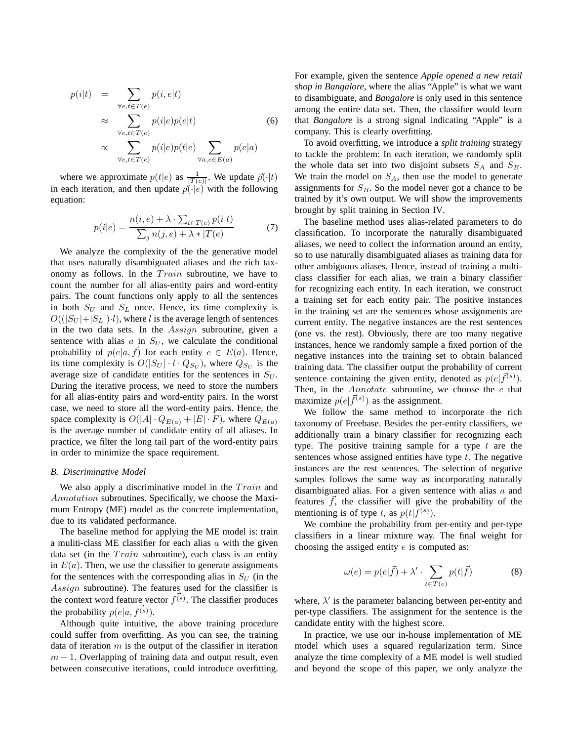$$
\begin{aligned}
p(i|t) &= \sum_{\forall e, t \in T(e)} p(i, e|t) \\
&\approx \sum_{\forall e, t \in T(e)} p(i|e) p(e|t) \\
&\propto \sum_{\forall e, t \in T(e)} p(i|e) p(t|e) \sum_{\forall a, e \in E(a)} p(e|a)
\end{aligned} \tag{6}
$$

where we approximate $p(t|e)$ as $\frac{1}{|T(e)|}$. We update $\vec{p}(\cdot|t)$ in each iteration, and then update $\vec{p}(\cdot|e)$ with the following equation:

$$
p(i|e) = \frac{n(i, e) + \lambda \cdot \sum_{t \in T(e)} p(i|t)}{\sum_j n(j, e) + \lambda * |T(e)|} \tag{7}
$$

We analyze the complexity of the the generative model that uses naturally disambiguated aliases and the rich taxonomy as follows. In the $Train$ subroutine, we have to count the number for all alias-entity pairs and word-entity pairs. The count functions only apply to all the sentences in both $S_U$ and $S_L$ once. Hence, its time complexity is $O((|S_U|+|S_L|) \cdot l)$, where $l$ is the average length of sentences in the two data sets. In the $Assign$ subroutine, given a sentence with alias $a$ in $S_U$, we calculate the conditional probability of $p(e|a, \vec{f})$ for each entity $e \in E(a)$. Hence, its time complexity is $O(|S_U| \cdot l \cdot Q_{S_U})$, where $Q_{S_U}$ is the average size of candidate entities for the sentences in $S_U$. During the iterative process, we need to store the numbers for all alias-entity pairs and word-entity pairs. In the worst case, we need to store all the word-entity pairs. Hence, the space complexity is $O(|A| \cdot Q_{E(a)} + |E| \cdot F)$, where $Q_{E(a)}$ is the average number of candidate entity of all aliases. In practice, we filter the long tail part of the word-entity pairs in order to minimize the space requirement.

### B. Discriminative Model

We also apply a discriminative model in the $Train$ and $Annotation$ subroutines. Specifically, we choose the Maximum Entropy (ME) model as the concrete implementation, due to its validated performance.

The baseline method for applying the ME model is: train a muliti-class ME classifier for each alias $a$ with the given data set (in the $Train$ subroutine), each class is an entity in $E(a)$. Then, we use the classifier to generate assignments for the sentences with the corresponding alias in $S_U$ (in the $Assign$ subroutine). The features used for the classifier is the context word feature vector $\vec{f^{(s)}}$. The classifier produces the probability $p(e|a, \vec{f^{(s)}})$.

Although quite intuitive, the above training procedure could suffer from overfitting. As you can see, the training data of iteration $m$ is the output of the classifier in iteration $m-1$. Overlapping of training data and output result, even between consecutive iterations, could introduce overfitting. For example, given the sentence *Apple opened a new retail shop in Bangalore*, where the alias "Apple" is what we want to disambiguate, and *Bangalore* is only used in this sentence among the entire data set. Then, the classifier would learn that *Bangalore* is a strong signal indicating "Apple" is a company. This is clearly overfitting.

To avoid overfitting, we introduce a *split training* strategy to tackle the problem: In each iteration, we randomly split the whole data set into two disjoint subsets $S_A$ and $S_B$. We train the model on $S_A$, then use the model to generate assignments for $S_B$. So the model never got a chance to be trained by it's own output. We will show the improvements brought by split training in Section IV.

The baseline method uses alias-related parameters to do classification. To incorporate the naturally disambiguated aliases, we need to collect the information around an entity, so to use naturally disambiguated aliases as training data for other ambiguous aliases. Hence, instead of training a multi-class classifier for each alias, we train a binary classifier for recognizing each entity. In each iteration, we construct a training set for each entity pair. The positive instances in the training set are the sentences whose assignments are current entity. The negative instances are the rest sentences (one vs. the rest). Obviously, there are too many negative instances, hence we randomly sample a fixed portion of the negative instances into the training set to obtain balanced training data. The classifier output the probability of current sentence containing the given entity, denoted as $p(e|\vec{f^{(s)}})$. Then, in the $Annotate$ subroutine, we choose the $e$ that maximize $p(e|\vec{f^{(s)}})$ as the assignment.

We follow the same method to incorporate the rich taxonomy of Freebase. Besides the per-entity classifiers, we additionally train a binary classifier for recognizing each type. The positive training sample for a type $t$ are the sentences whose assigned entities have type $t$. The negative instances are the rest sentences. The selection of negative samples follows the same way as incorporating naturally disambiguated alias. For a given sentence with alias $a$ and features $\vec{f}$, the classifier will give the probability of the mentioning is of type $t$, as $p(t|\vec{f^{(s)}})$.

We combine the probability from per-entity and per-type classifiers in a linear mixture way. The final weight for choosing the assiged entity $e$ is computed as:

$$
\omega(e) = p(e|\vec{f}) + \lambda' \cdot \sum_{t \in T(e)} p(t|\vec{f}) \tag{8}
$$

where, $\lambda'$ is the parameter balancing between per-entity and per-type classifiers. The assignment for the sentence is the candidate entity with the highest score.

In practice, we use our in-house implementation of ME model which uses a squared regularization term. Since analyze the time complexity of a ME model is well studied and beyond the scope of this paper, we only analyze the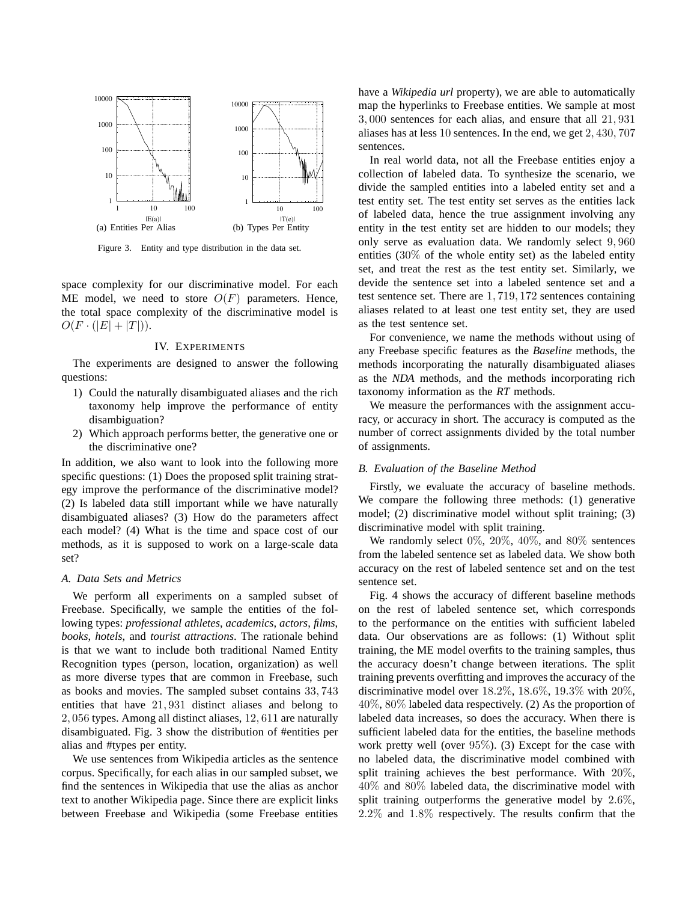Figure 3. Entity and type distribution in the data set.

space complexity for our discriminative model. For each ME model, we need to store $O(F)$ parameters. Hence, the total space complexity of the discriminative model is $O(F \cdot (|E| + |T|))$.

## IV. Experiments

The experiments are designed to answer the following questions:

1) Could the naturally disambiguated aliases and the rich taxonomy help improve the performance of entity disambiguation?
2) Which approach performs better, the generative one or the discriminative one?

In addition, we also want to look into the following more specific questions: (1) Does the proposed split training strategy improve the performance of the discriminative model? (2) Is labeled data still important while we have naturally disambiguated aliases? (3) How do the parameters affect each model? (4) What is the time and space cost of our methods, as it is supposed to work on a large-scale data set?

### A. Data Sets and Metrics

We perform all experiments on a sampled subset of Freebase. Specifically, we sample the entities of the following types: *professional athletes*, *academics*, *actors*, *films*, *books*, *hotels*, and *tourist attractions*. The rationale behind is that we want to include both traditional Named Entity Recognition types (person, location, organization) as well as more diverse types that are common in Freebase, such as books and movies. The sampled subset contains $33,743$ entities that have $21,931$ distinct aliases and belong to $2,056$ types. Among all distinct aliases, $12,611$ are naturally disambiguated. Fig. 3 show the distribution of #entities per alias and #types per entity.

We use sentences from Wikipedia articles as the sentence corpus. Specifically, for each alias in our sampled subset, we find the sentences in Wikipedia that use the alias as anchor text to another Wikipedia page. Since there are explicit links between Freebase and Wikipedia (some Freebase entities have a *Wikipedia url* property), we are able to automatically map the hyperlinks to Freebase entities. We sample at most $3,000$ sentences for each alias, and ensure that all $21,931$ aliases has at less $10$ sentences. In the end, we get $2,430,707$ sentences.

In real world data, not all the Freebase entities enjoy a collection of labeled data. To synthesize the scenario, we divide the sampled entities into a labeled entity set and a test entity set. The test entity set serves as the entities lack of labeled data, hence the true assignment involving any entity in the test entity set are hidden to our models; they only serve as evaluation data. We randomly select $9,960$ entities ($30\%$ of the whole entity set) as the labeled entity set, and treat the rest as the test entity set. Similarly, we devide the sentence set into a labeled sentence set and a test sentence set. There are $1,719,172$ sentences containing aliases related to at least one test entity set, they are used as the test sentence set.

For convenience, we name the methods without using of any Freebase specific features as the *Baseline* methods, the methods incorporating the naturally disambiguated aliases as the *NDA* methods, and the methods incorporating rich taxonomy information as the *RT* methods.

We measure the performances with the assignment accuracy, or accuracy in short. The accuracy is computed as the number of correct assignments divided by the total number of assignments.

### B. Evaluation of the Baseline Method

Firstly, we evaluate the accuracy of baseline methods. We compare the following three methods: (1) generative model; (2) discriminative model without split training; (3) discriminative model with split training.

We randomly select $0\%$, $20\%$, $40\%$, and $80\%$ sentences from the labeled sentence set as labeled data. We show both accuracy on the rest of labeled sentence set and on the test sentence set.

Fig. 4 shows the accuracy of different baseline methods on the rest of labeled sentence set, which corresponds to the performance on the entities with sufficient labeled data. Our observations are as follows: (1) Without split training, the ME model overfits to the training samples, thus the accuracy doesn't change between iterations. The split training prevents overfitting and improves the accuracy of the discriminative model over $18.2\%$, $18.6\%$, $19.3\%$ with $20\%$, $40\%$, $80\%$ labeled data respectively. (2) As the proportion of labeled data increases, so does the accuracy. When there is sufficient labeled data for the entities, the baseline methods work pretty well (over $95\%$). (3) Except for the case with no labeled data, the discriminative model combined with split training achieves the best performance. With $20\%$, $40\%$ and $80\%$ labeled data, the discriminative model with split training outperforms the generative model by $2.6\%$, $2.2\%$ and $1.8\%$ respectively. The results confirm that the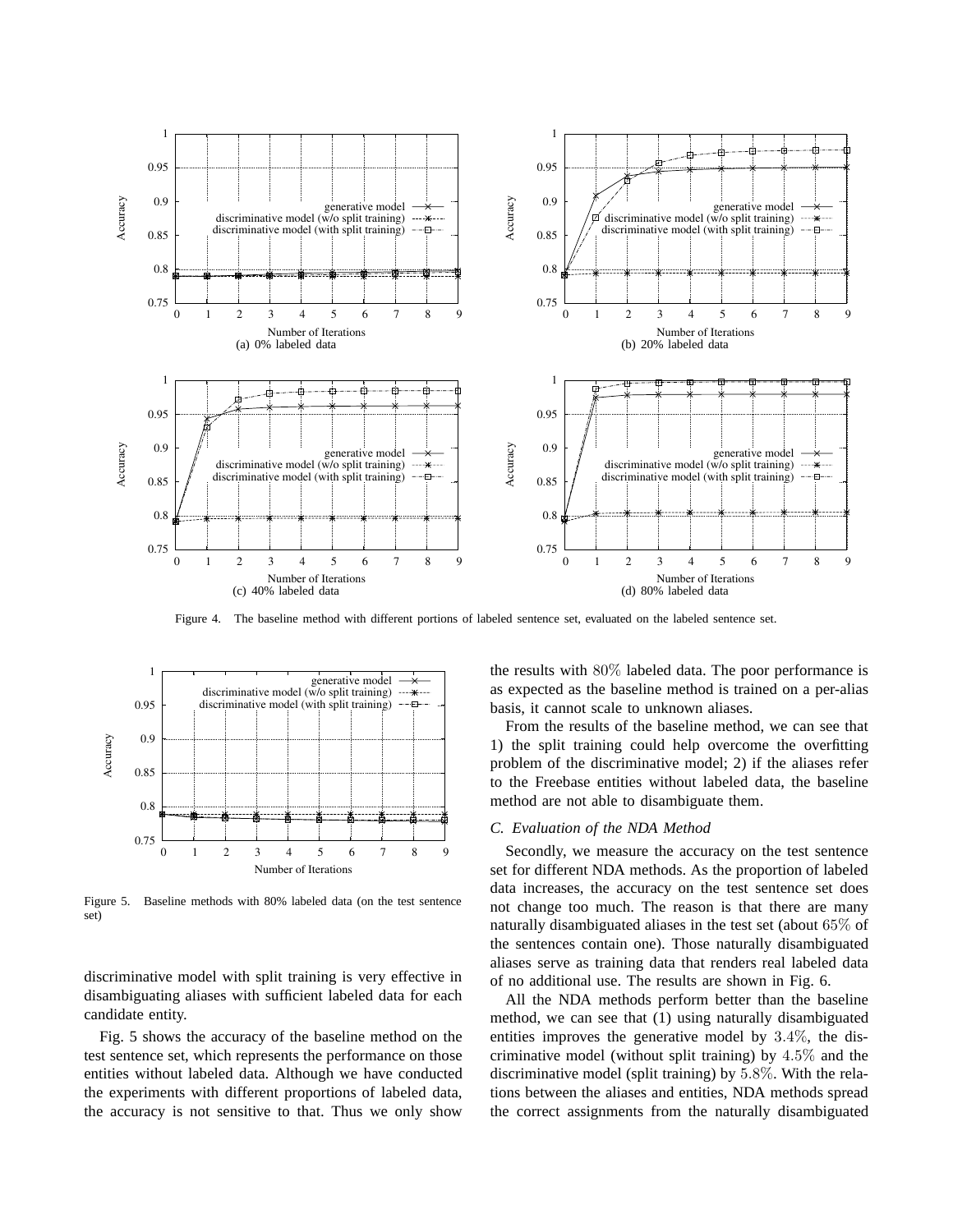Figure 4. The baseline method with different portions of labeled sentence set, evaluated on the labeled sentence set.

Figure 5. Baseline methods with 80% labeled data (on the test sentence set)

discriminative model with split training is very effective in disambiguating aliases with sufficient labeled data for each candidate entity.

Fig. 5 shows the accuracy of the baseline method on the test sentence set, which represents the performance on those entities without labeled data. Although we have conducted the experiments with different proportions of labeled data, the accuracy is not sensitive to that. Thus we only show the results with $80\%$ labeled data. The poor performance is as expected as the baseline method is trained on a per-alias basis, it cannot scale to unknown aliases.

From the results of the baseline method, we can see that 1) the split training could help overcome the overfitting problem of the discriminative model; 2) if the aliases refer to the Freebase entities without labeled data, the baseline method are not able to disambiguate them.

### C. Evaluation of the NDA Method

Secondly, we measure the accuracy on the test sentence set for different NDA methods. As the proportion of labeled data increases, the accuracy on the test sentence set does not change too much. The reason is that there are many naturally disambiguated aliases in the test set (about $65\%$ of the sentences contain one). Those naturally disambiguated aliases serve as training data that renders real labeled data of no additional use. The results are shown in Fig. 6.

All the NDA methods perform better than the baseline method, we can see that (1) using naturally disambiguated entities improves the generative model by $3.4\%$, the discriminative model (without split training) by $4.5\%$ and the discriminative model (split training) by $5.8\%$. With the relations between the aliases and entities, NDA methods spread the correct assignments from the naturally disambiguated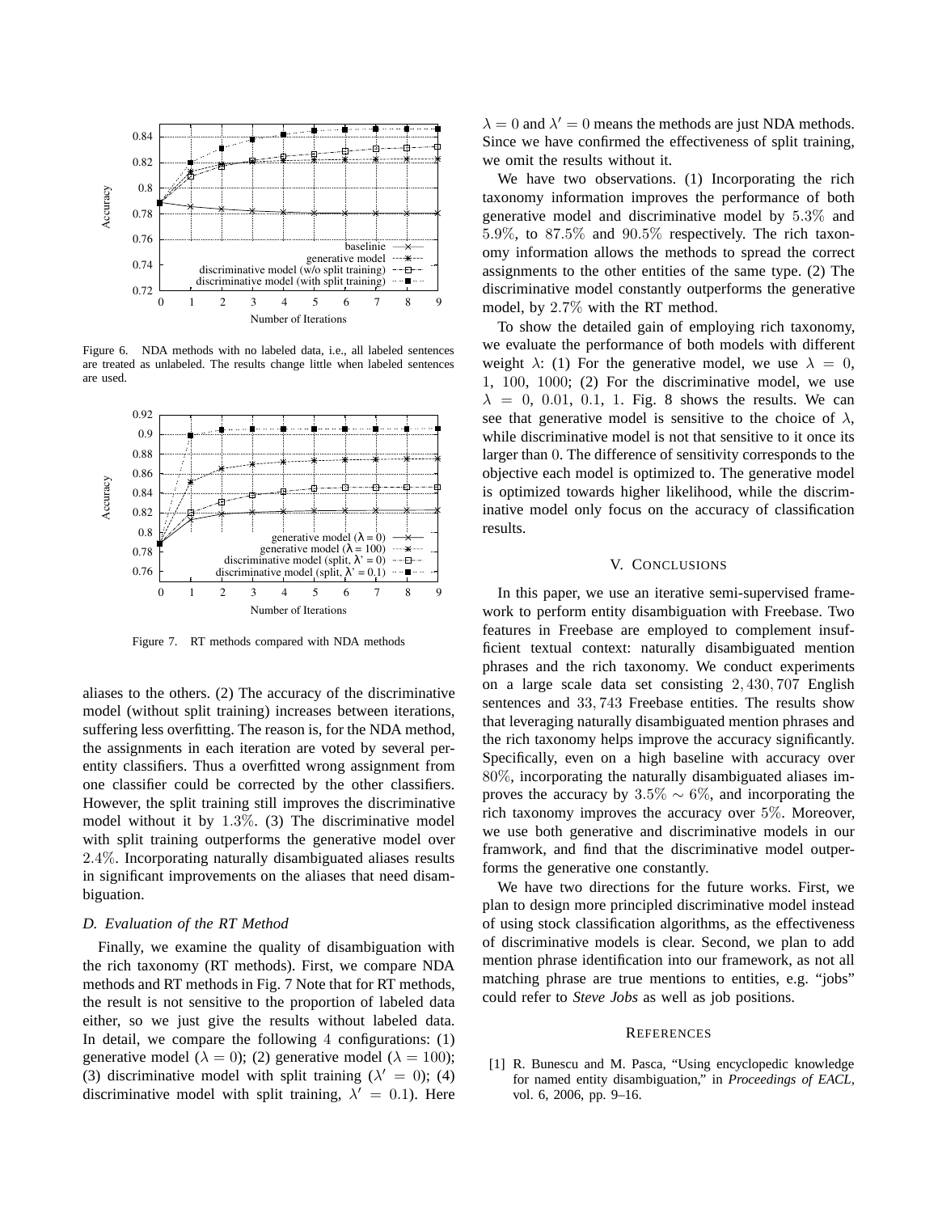Figure 6. NDA methods with no labeled data, i.e., all labeled sentences are treated as unlabeled. The results change little when labeled sentences are used.

Figure 7. RT methods compared with NDA methods

aliases to the others. (2) The accuracy of the discriminative model (without split training) increases between iterations, suffering less overfitting. The reason is, for the NDA method, the assignments in each iteration are voted by several per-entity classifiers. Thus a overfitted wrong assignment from one classifier could be corrected by the other classifiers. However, the split training still improves the discriminative model without it by $1.3\%$. (3) The discriminative model with split training outperforms the generative model over $2.4\%$. Incorporating naturally disambiguated aliases results in significant improvements on the aliases that need disambiguation.

### D. Evaluation of the RT Method

Finally, we examine the quality of disambiguation with the rich taxonomy (RT methods). First, we compare NDA methods and RT methods in Fig. 7 Note that for RT methods, the result is not sensitive to the proportion of labeled data either, so we just give the results without labeled data. In detail, we compare the following $4$ configurations: (1) generative model ($\lambda = 0$); (2) generative model ($\lambda = 100$); (3) discriminative model with split training ($\lambda' = 0$); (4) discriminative model with split training, $\lambda' = 0.1$). Here $\lambda = 0$ and $\lambda' = 0$ means the methods are just NDA methods. Since we have confirmed the effectiveness of split training, we omit the results without it.

We have two observations. (1) Incorporating the rich taxonomy information improves the performance of both generative model and discriminative model by $5.3\%$ and $5.9\%$, to $87.5\%$ and $90.5\%$ respectively. The rich taxonomy information allows the methods to spread the correct assignments to the other entities of the same type. (2) The discriminative model constantly outperforms the generative model, by $2.7\%$ with the RT method.

To show the detailed gain of employing rich taxonomy, we evaluate the performance of both models with different weight $\lambda$: (1) For the generative model, we use $\lambda = 0$, $1$, $100$, $1000$; (2) For the discriminative model, we use $\lambda = 0$, $0.01$, $0.1$, $1$. Fig. 8 shows the results. We can see that generative model is sensitive to the choice of $\lambda$, while discriminative model is not that sensitive to it once its larger than $0$. The difference of sensitivity corresponds to the objective each model is optimized to. The generative model is optimized towards higher likelihood, while the discriminative model only focus on the accuracy of classification results.

## V. Conclusions

In this paper, we use an iterative semi-supervised framework to perform entity disambiguation with Freebase. Two features in Freebase are employed to complement insufficient textual context: naturally disambiguated mention phrases and the rich taxonomy. We conduct experiments on a large scale data set consisting $2,430,707$ English sentences and $33,743$ Freebase entities. The results show that leveraging naturally disambiguated mention phrases and the rich taxonomy helps improve the accuracy significantly. Specifically, even on a high baseline with accuracy over $80\%$, incorporating the naturally disambiguated aliases improves the accuracy by $3.5\% \sim 6\%$, and incorporating the rich taxonomy improves the accuracy over $5\%$. Moreover, we use both generative and discriminative models in our framwork, and find that the discriminative model outperforms the generative one constantly.

We have two directions for the future works. First, we plan to design more principled discriminative model instead of using stock classification algorithms, as the effectiveness of discriminative models is clear. Second, we plan to add mention phrase identification into our framework, as not all matching phrase are true mentions to entities, e.g. "jobs" could refer to *Steve Jobs* as well as job positions.

## References

[1] R. Bunescu and M. Pasca, "Using encyclopedic knowledge for named entity disambiguation," in *Proceedings of EACL*, vol. 6, 2006, pp. 9–16.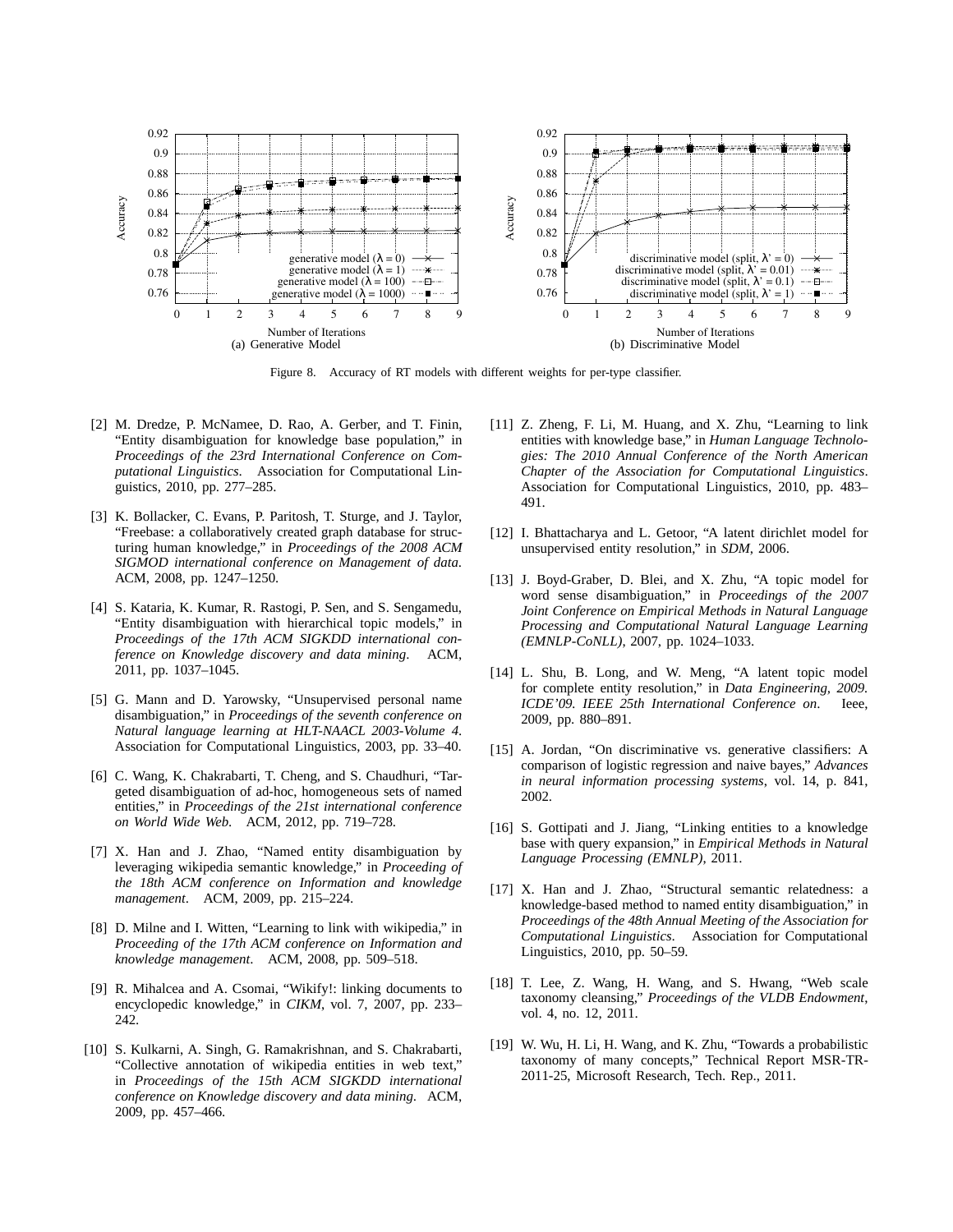0.92
0.9
0.88
0.86
0.84
0.82
0.8
0.78
0.76

Accuracy

0 1 2 3 4 5 6 7 8 9

Number of Iterations

generative model (λ = 0)
generative model (λ = 1)
generative model (λ = 100)
generative model (λ = 1000)

(a) Generative Model

0.92
0.9
0.88
0.86
0.84
0.82
0.8
0.78
0.76

Accuracy

0 1 2 3 4 5 6 7 8 9

Number of Iterations

discriminative model (split, λ' = 0)
discriminative model (split, λ' = 0.01)
discriminative model (split, λ' = 0.1)
discriminative model (split, λ' = 1)

(b) Discriminative Model

Figure 8. Accuracy of RT models with different weights for per-type classifier.

[2] M. Dredze, P. McNamee, D. Rao, A. Gerber, and T. Finin, "Entity disambiguation for knowledge base population," in *Proceedings of the 23rd International Conference on Computational Linguistics*. Association for Computational Linguistics, 2010, pp. 277–285.

[3] K. Bollacker, C. Evans, P. Paritosh, T. Sturge, and J. Taylor, "Freebase: a collaboratively created graph database for structuring human knowledge," in *Proceedings of the 2008 ACM SIGMOD international conference on Management of data*. ACM, 2008, pp. 1247–1250.

[4] S. Kataria, K. Kumar, R. Rastogi, P. Sen, and S. Sengamedu, "Entity disambiguation with hierarchical topic models," in *Proceedings of the 17th ACM SIGKDD international conference on Knowledge discovery and data mining*. ACM, 2011, pp. 1037–1045.

[5] G. Mann and D. Yarowsky, "Unsupervised personal name disambiguation," in *Proceedings of the seventh conference on Natural language learning at HLT-NAACL 2003-Volume 4*. Association for Computational Linguistics, 2003, pp. 33–40.

[6] C. Wang, K. Chakrabarti, T. Cheng, and S. Chaudhuri, "Targeted disambiguation of ad-hoc, homogeneous sets of named entities," in *Proceedings of the 21st international conference on World Wide Web*. ACM, 2012, pp. 719–728.

[7] X. Han and J. Zhao, "Named entity disambiguation by leveraging wikipedia semantic knowledge," in *Proceeding of the 18th ACM conference on Information and knowledge management*. ACM, 2009, pp. 215–224.

[8] D. Milne and I. Witten, "Learning to link with wikipedia," in *Proceeding of the 17th ACM conference on Information and knowledge management*. ACM, 2008, pp. 509–518.

[9] R. Mihalcea and A. Csomai, "Wikify!: linking documents to encyclopedic knowledge," in *CIKM*, vol. 7, 2007, pp. 233–242.

[10] S. Kulkarni, A. Singh, G. Ramakrishnan, and S. Chakrabarti, "Collective annotation of wikipedia entities in web text," in *Proceedings of the 15th ACM SIGKDD international conference on Knowledge discovery and data mining*. ACM, 2009, pp. 457–466.

[11] Z. Zheng, F. Li, M. Huang, and X. Zhu, "Learning to link entities with knowledge base," in *Human Language Technologies: The 2010 Annual Conference of the North American Chapter of the Association for Computational Linguistics*. Association for Computational Linguistics, 2010, pp. 483–491.

[12] I. Bhattacharya and L. Getoor, "A latent dirichlet model for unsupervised entity resolution," in *SDM*, 2006.

[13] J. Boyd-Graber, D. Blei, and X. Zhu, "A topic model for word sense disambiguation," in *Proceedings of the 2007 Joint Conference on Empirical Methods in Natural Language Processing and Computational Natural Language Learning (EMNLP-CoNLL)*, 2007, pp. 1024–1033.

[14] L. Shu, B. Long, and W. Meng, "A latent topic model for complete entity resolution," in *Data Engineering, 2009. ICDE'09. IEEE 25th International Conference on*. Ieee, 2009, pp. 880–891.

[15] A. Jordan, "On discriminative vs. generative classifiers: A comparison of logistic regression and naive bayes," *Advances in neural information processing systems*, vol. 14, p. 841, 2002.

[16] S. Gottipati and J. Jiang, "Linking entities to a knowledge base with query expansion," in *Empirical Methods in Natural Language Processing (EMNLP)*, 2011.

[17] X. Han and J. Zhao, "Structural semantic relatedness: a knowledge-based method to named entity disambiguation," in *Proceedings of the 48th Annual Meeting of the Association for Computational Linguistics*. Association for Computational Linguistics, 2010, pp. 50–59.

[18] T. Lee, Z. Wang, H. Wang, and S. Hwang, "Web scale taxonomy cleansing," *Proceedings of the VLDB Endowment*, vol. 4, no. 12, 2011.

[19] W. Wu, H. Li, H. Wang, and K. Zhu, "Towards a probabilistic taxonomy of many concepts," Technical Report MSR-TR-2011-25, Microsoft Research, Tech. Rep., 2011.